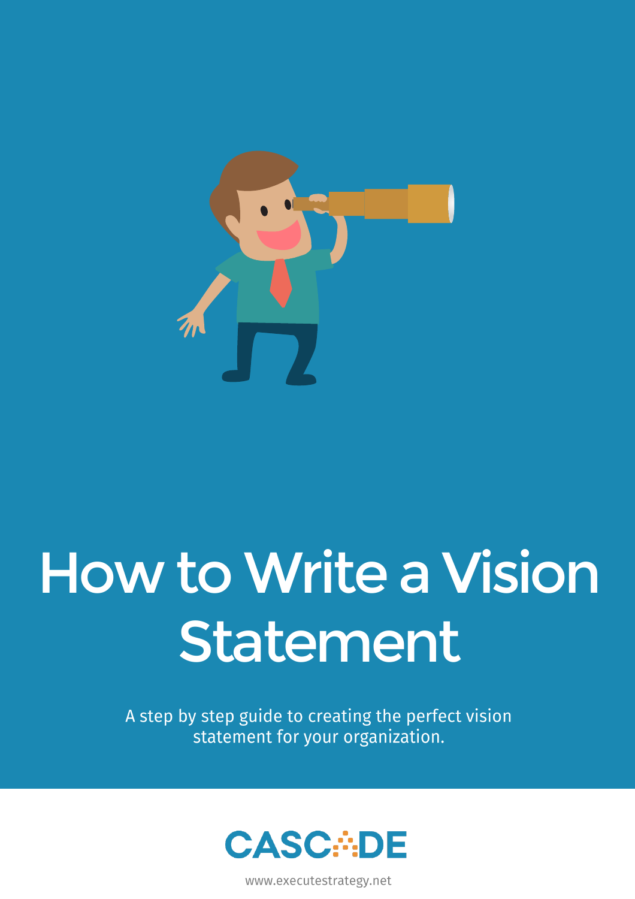# How to Write a Vision Statement

A step by step guide to creating the perfect vision statement for your organization.

CASCADE

www.executestrategy.net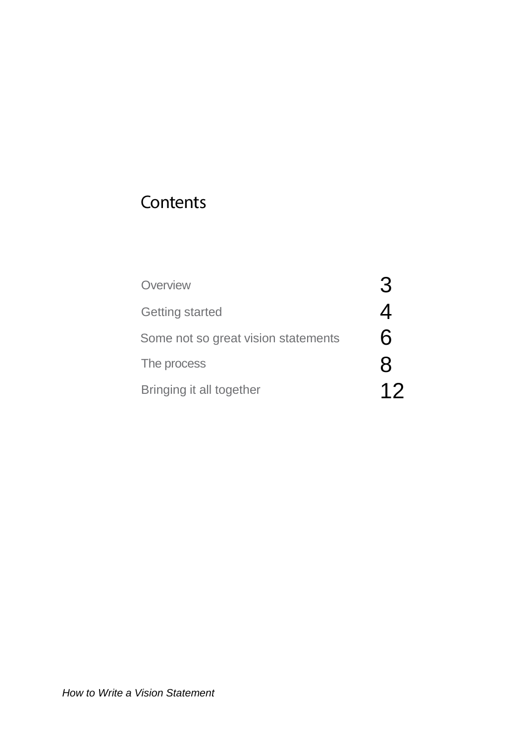# Contents

| | |
|---|---|
| Overview | 3 |
| Getting started | 4 |
| Some not so great vision statements | 6 |
| The process | 8 |
| Bringing it all together | 12 |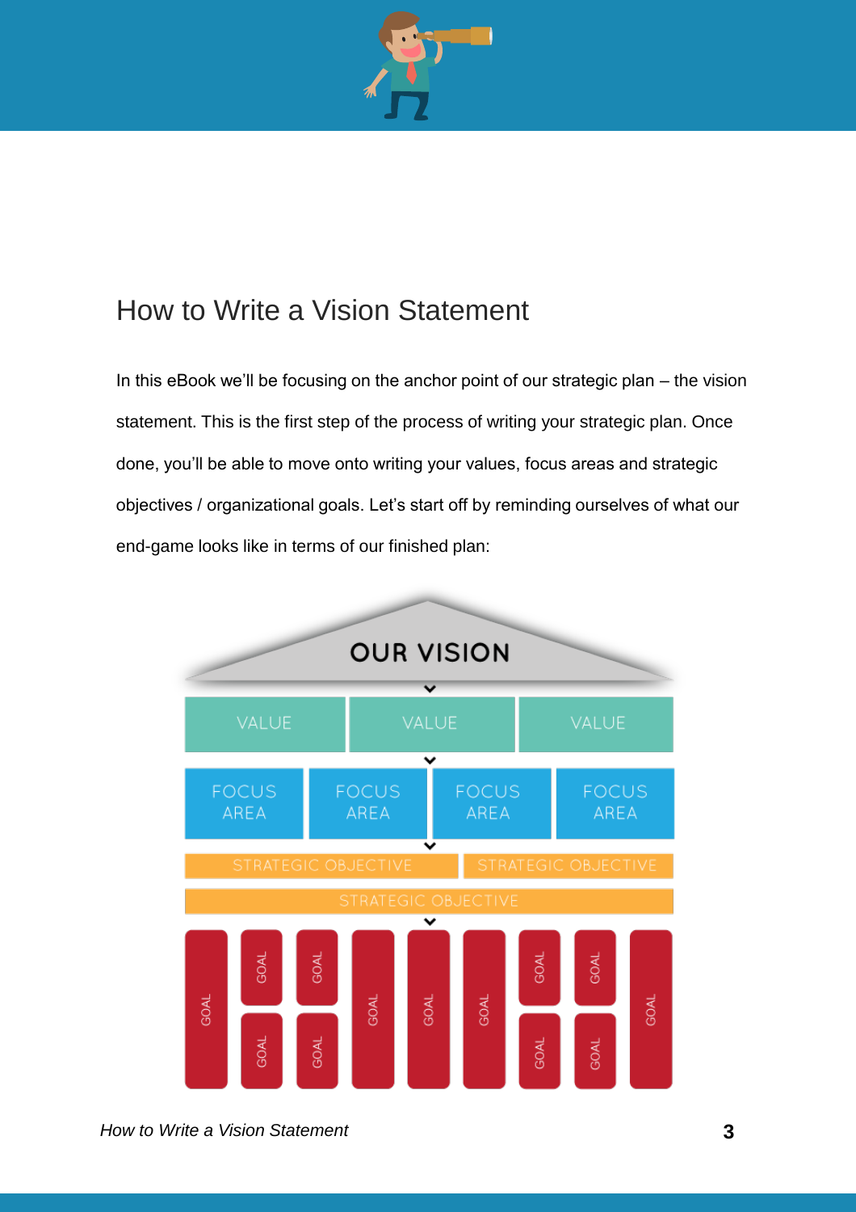# How to Write a Vision Statement

In this eBook we'll be focusing on the anchor point of our strategic plan – the vision statement. This is the first step of the process of writing your strategic plan. Once done, you'll be able to move onto writing your values, focus areas and strategic objectives / organizational goals. Let's start off by reminding ourselves of what our end-game looks like in terms of our finished plan: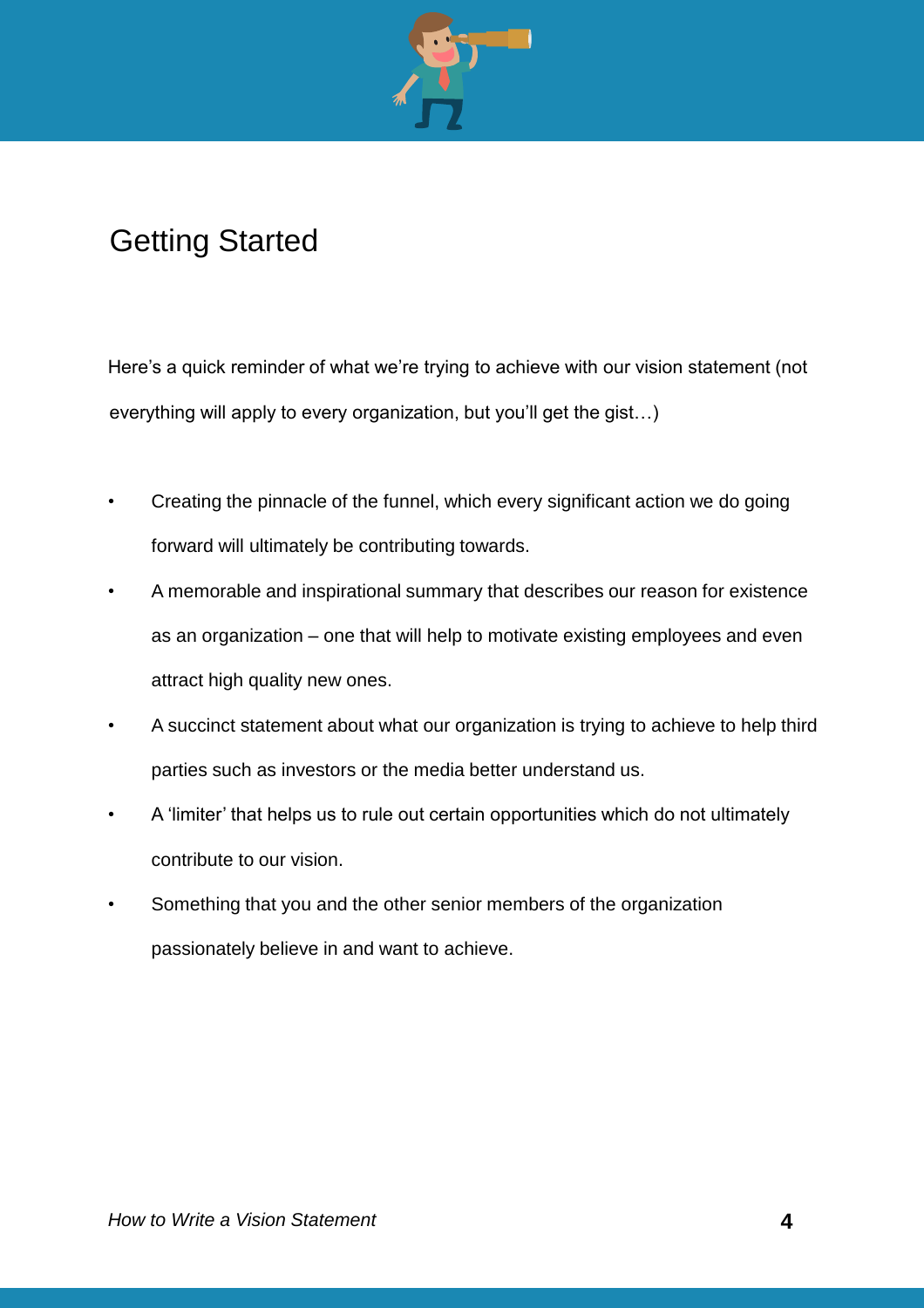# Getting Started

Here's a quick reminder of what we're trying to achieve with our vision statement (not everything will apply to every organization, but you'll get the gist…)

- Creating the pinnacle of the funnel, which every significant action we do going forward will ultimately be contributing towards.
- A memorable and inspirational summary that describes our reason for existence as an organization – one that will help to motivate existing employees and even attract high quality new ones.
- A succinct statement about what our organization is trying to achieve to help third parties such as investors or the media better understand us.
- A 'limiter' that helps us to rule out certain opportunities which do not ultimately contribute to our vision.
- Something that you and the other senior members of the organization passionately believe in and want to achieve.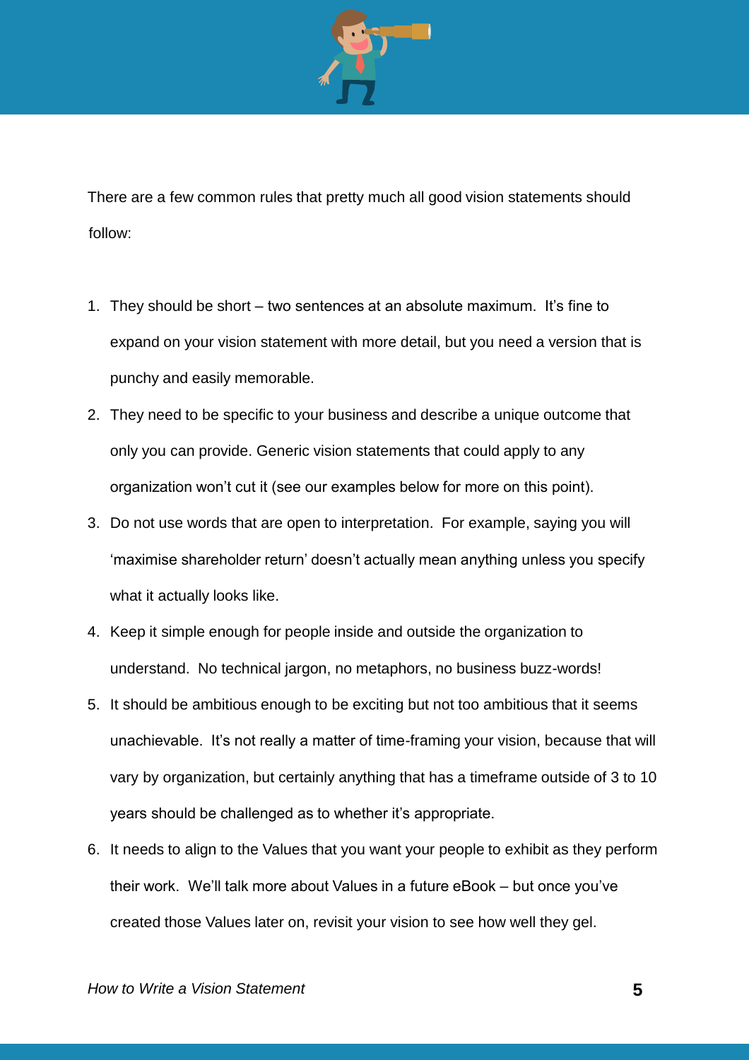There are a few common rules that pretty much all good vision statements should follow:

1. They should be short – two sentences at an absolute maximum. It's fine to expand on your vision statement with more detail, but you need a version that is punchy and easily memorable.
2. They need to be specific to your business and describe a unique outcome that only you can provide. Generic vision statements that could apply to any organization won't cut it (see our examples below for more on this point).
3. Do not use words that are open to interpretation. For example, saying you will 'maximise shareholder return' doesn't actually mean anything unless you specify what it actually looks like.
4. Keep it simple enough for people inside and outside the organization to understand. No technical jargon, no metaphors, no business buzz-words!
5. It should be ambitious enough to be exciting but not too ambitious that it seems unachievable. It's not really a matter of time-framing your vision, because that will vary by organization, but certainly anything that has a timeframe outside of 3 to 10 years should be challenged as to whether it's appropriate.
6. It needs to align to the Values that you want your people to exhibit as they perform their work. We'll talk more about Values in a future eBook – but once you've created those Values later on, revisit your vision to see how well they gel.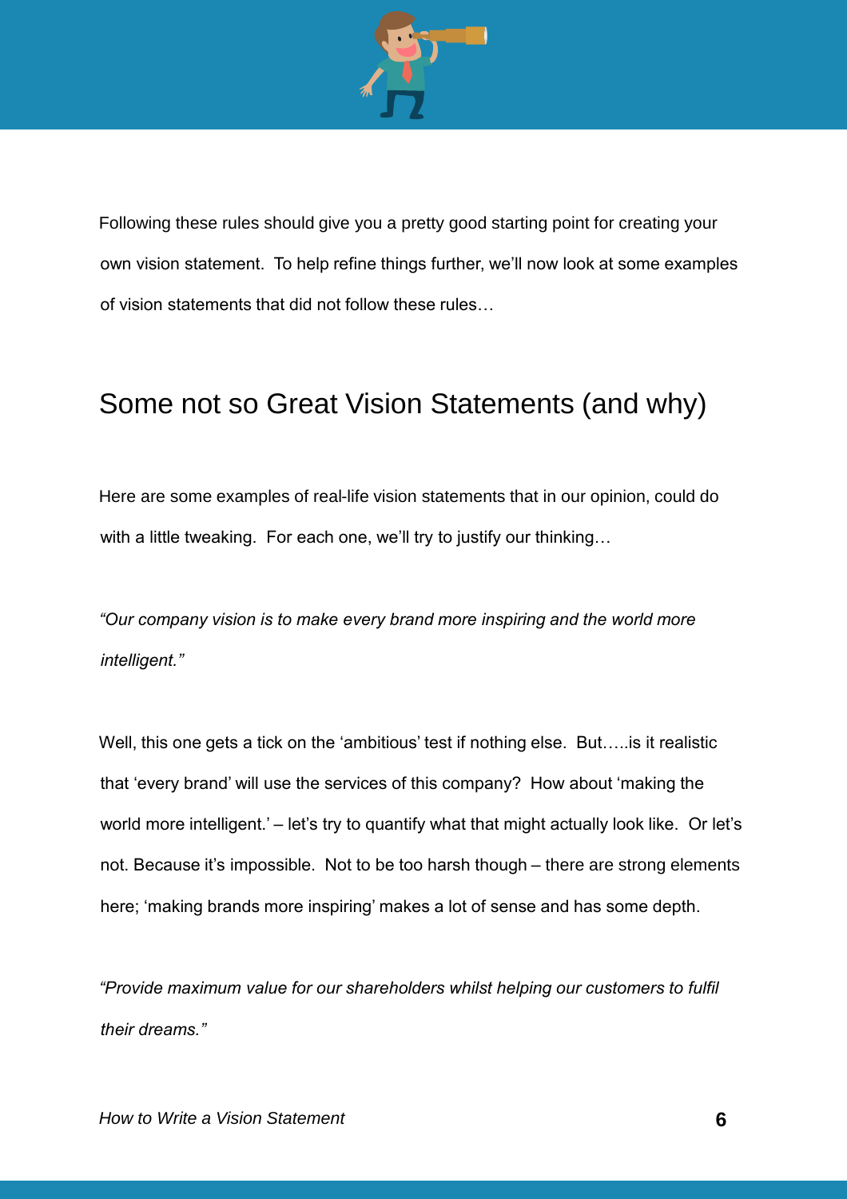Following these rules should give you a pretty good starting point for creating your own vision statement. To help refine things further, we'll now look at some examples of vision statements that did not follow these rules…

## Some not so Great Vision Statements (and why)

Here are some examples of real-life vision statements that in our opinion, could do with a little tweaking. For each one, we'll try to justify our thinking…

*"Our company vision is to make every brand more inspiring and the world more intelligent."*

Well, this one gets a tick on the 'ambitious' test if nothing else. But…..is it realistic that 'every brand' will use the services of this company? How about 'making the world more intelligent.' – let's try to quantify what that might actually look like. Or let's not. Because it's impossible. Not to be too harsh though – there are strong elements here; 'making brands more inspiring' makes a lot of sense and has some depth.

*"Provide maximum value for our shareholders whilst helping our customers to fulfil their dreams."*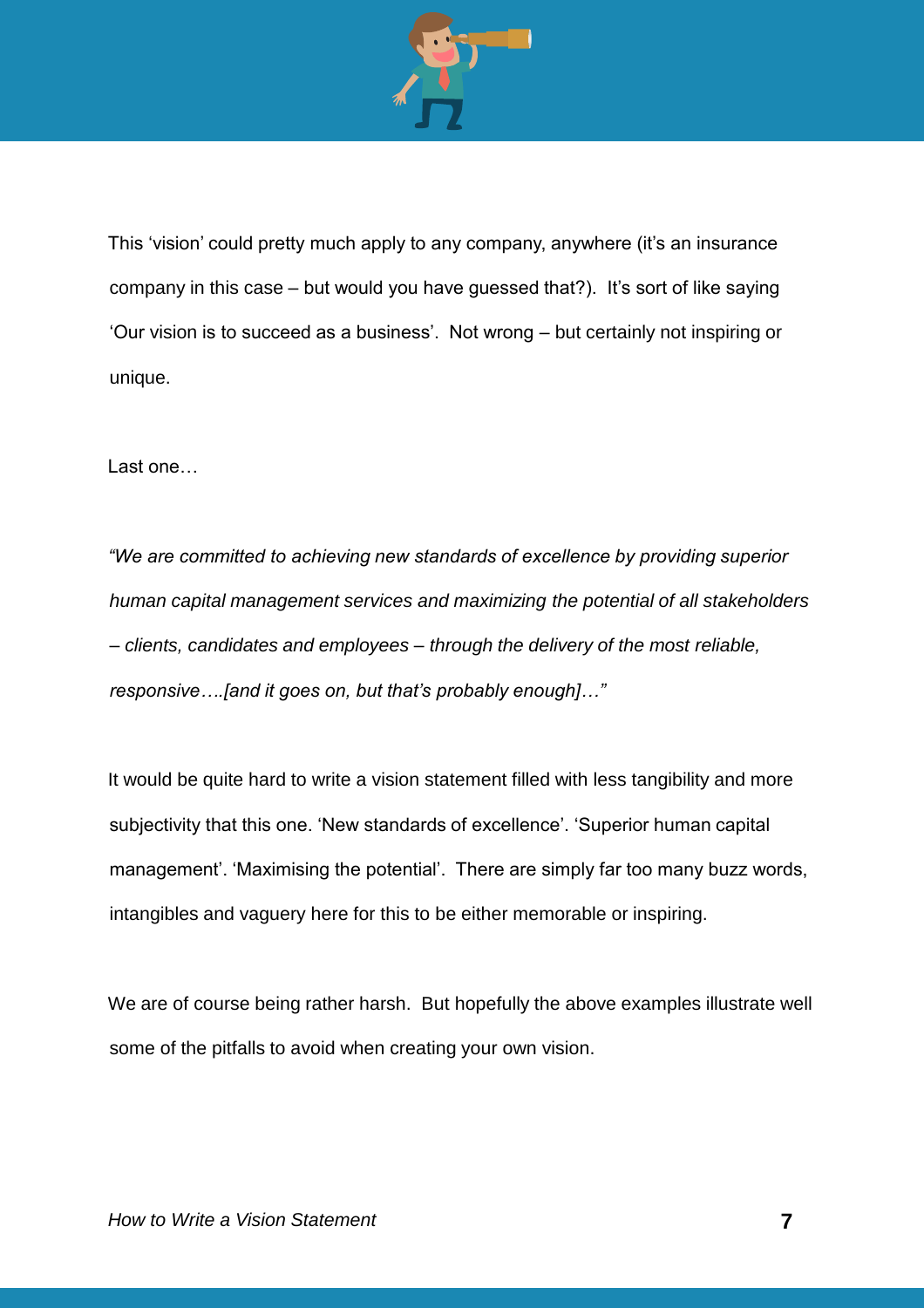This 'vision' could pretty much apply to any company, anywhere (it's an insurance company in this case – but would you have guessed that?). It's sort of like saying 'Our vision is to succeed as a business'. Not wrong – but certainly not inspiring or unique.

Last one…

*"We are committed to achieving new standards of excellence by providing superior human capital management services and maximizing the potential of all stakeholders – clients, candidates and employees – through the delivery of the most reliable, responsive….[and it goes on, but that's probably enough]…"*

It would be quite hard to write a vision statement filled with less tangibility and more subjectivity that this one. 'New standards of excellence'. 'Superior human capital management'. 'Maximising the potential'. There are simply far too many buzz words, intangibles and vaguery here for this to be either memorable or inspiring.

We are of course being rather harsh. But hopefully the above examples illustrate well some of the pitfalls to avoid when creating your own vision.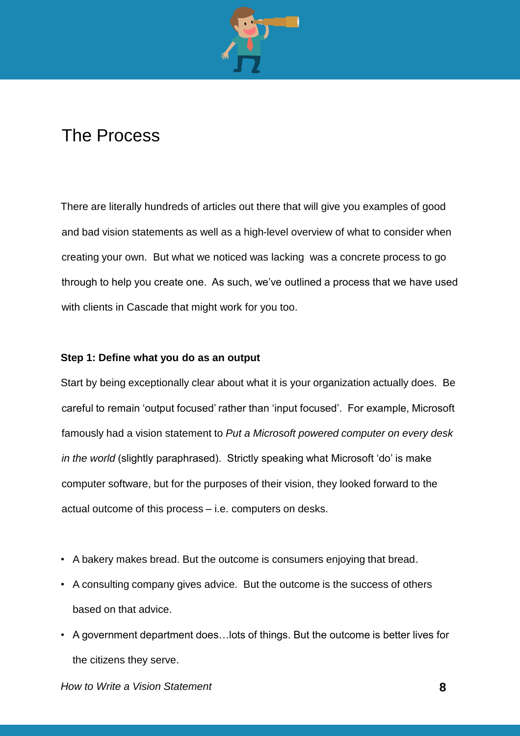# The Process

There are literally hundreds of articles out there that will give you examples of good and bad vision statements as well as a high-level overview of what to consider when creating your own. But what we noticed was lacking was a concrete process to go through to help you create one. As such, we've outlined a process that we have used with clients in Cascade that might work for you too.

**Step 1: Define what you do as an output**

Start by being exceptionally clear about what it is your organization actually does. Be careful to remain 'output focused' rather than 'input focused'. For example, Microsoft famously had a vision statement to *Put a Microsoft powered computer on every desk in the world* (slightly paraphrased). Strictly speaking what Microsoft 'do' is make computer software, but for the purposes of their vision, they looked forward to the actual outcome of this process – i.e. computers on desks.

- A bakery makes bread. But the outcome is consumers enjoying that bread.
- A consulting company gives advice. But the outcome is the success of others based on that advice.
- A government department does…lots of things. But the outcome is better lives for the citizens they serve.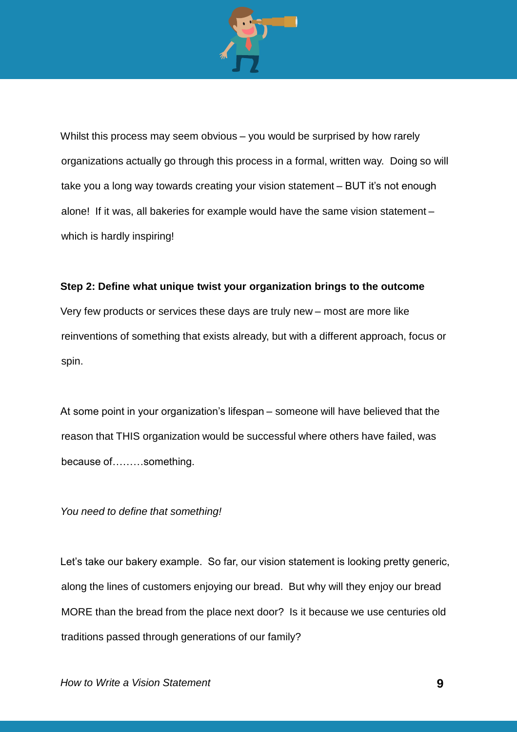Whilst this process may seem obvious – you would be surprised by how rarely organizations actually go through this process in a formal, written way. Doing so will take you a long way towards creating your vision statement – BUT it's not enough alone! If it was, all bakeries for example would have the same vision statement – which is hardly inspiring!

**Step 2: Define what unique twist your organization brings to the outcome**

Very few products or services these days are truly new – most are more like reinventions of something that exists already, but with a different approach, focus or spin.

At some point in your organization's lifespan – someone will have believed that the reason that THIS organization would be successful where others have failed, was because of………something.

*You need to define that something!*

Let's take our bakery example. So far, our vision statement is looking pretty generic, along the lines of customers enjoying our bread. But why will they enjoy our bread MORE than the bread from the place next door? Is it because we use centuries old traditions passed through generations of our family?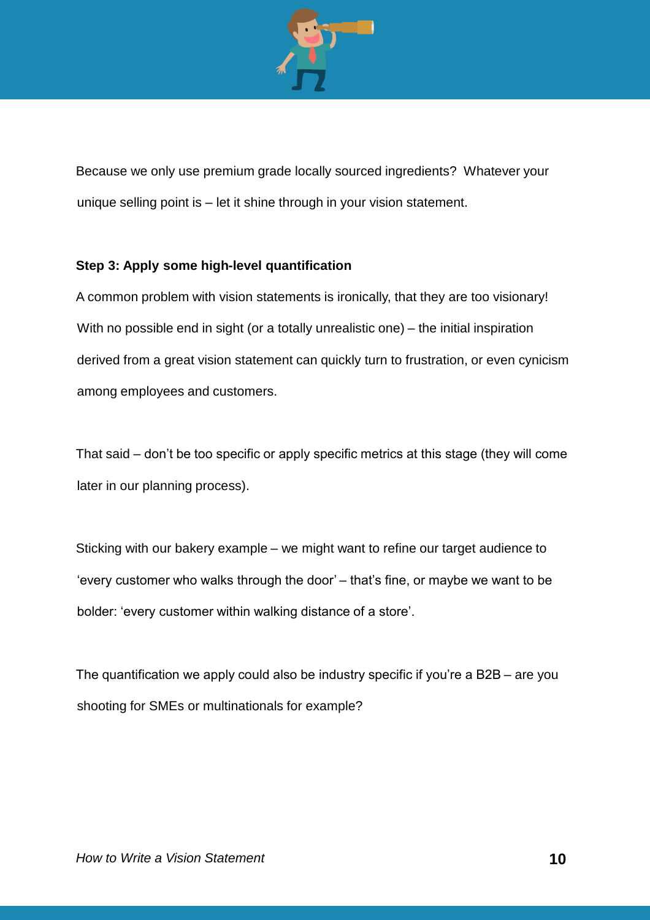Because we only use premium grade locally sourced ingredients? Whatever your unique selling point is – let it shine through in your vision statement.

**Step 3: Apply some high-level quantification**

A common problem with vision statements is ironically, that they are too visionary! With no possible end in sight (or a totally unrealistic one) – the initial inspiration derived from a great vision statement can quickly turn to frustration, or even cynicism among employees and customers.

That said – don't be too specific or apply specific metrics at this stage (they will come later in our planning process).

Sticking with our bakery example – we might want to refine our target audience to 'every customer who walks through the door' – that's fine, or maybe we want to be bolder: 'every customer within walking distance of a store'.

The quantification we apply could also be industry specific if you're a B2B – are you shooting for SMEs or multinationals for example?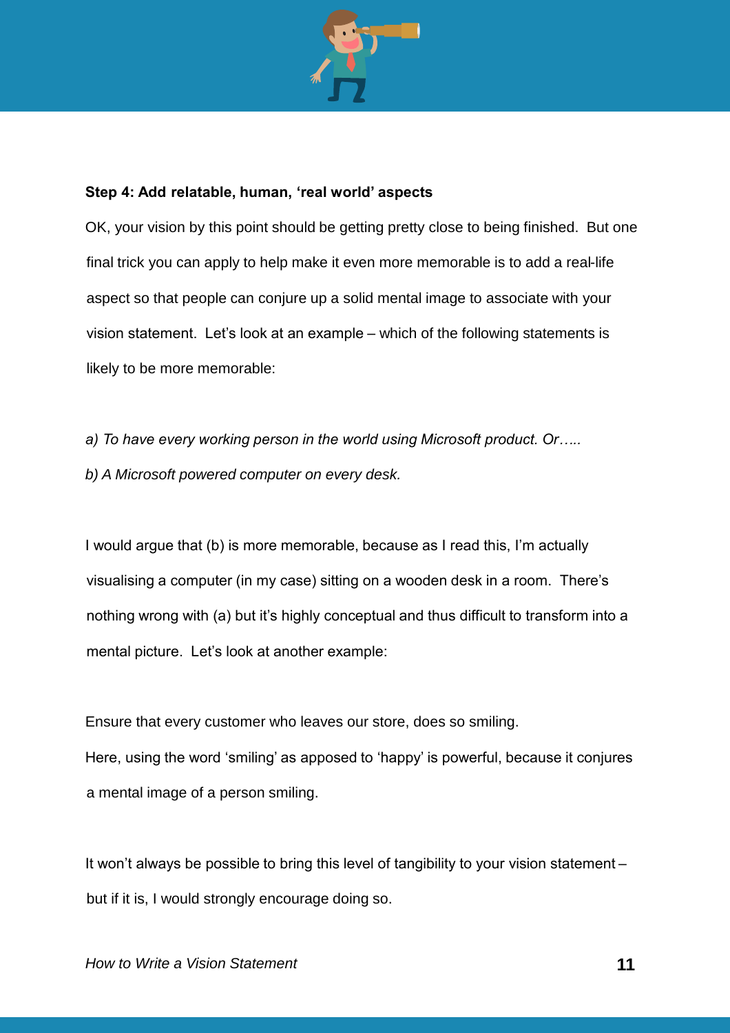**Step 4: Add relatable, human, 'real world' aspects**

OK, your vision by this point should be getting pretty close to being finished. But one final trick you can apply to help make it even more memorable is to add a real-life aspect so that people can conjure up a solid mental image to associate with your vision statement. Let's look at an example – which of the following statements is likely to be more memorable:

*a) To have every working person in the world using Microsoft product. Or…..*

*b) A Microsoft powered computer on every desk.*

I would argue that (b) is more memorable, because as I read this, I'm actually visualising a computer (in my case) sitting on a wooden desk in a room. There's nothing wrong with (a) but it's highly conceptual and thus difficult to transform into a mental picture. Let's look at another example:

Ensure that every customer who leaves our store, does so smiling.

Here, using the word 'smiling' as apposed to 'happy' is powerful, because it conjures a mental image of a person smiling.

It won't always be possible to bring this level of tangibility to your vision statement – but if it is, I would strongly encourage doing so.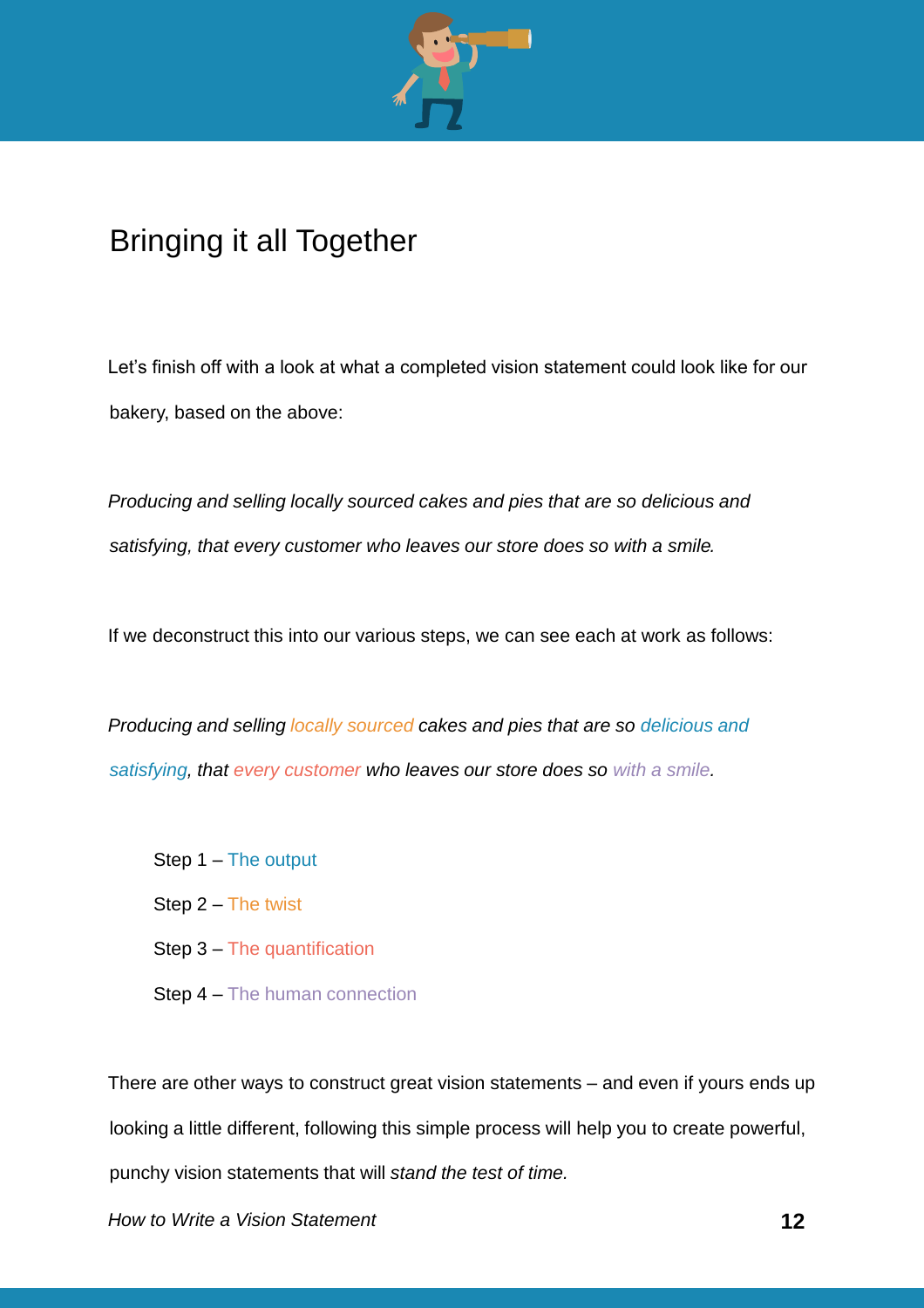# Bringing it all Together

Let's finish off with a look at what a completed vision statement could look like for our bakery, based on the above:

*Producing and selling locally sourced cakes and pies that are so delicious and satisfying, that every customer who leaves our store does so with a smile.*

If we deconstruct this into our various steps, we can see each at work as follows:

*Producing and selling locally sourced cakes and pies that are so delicious and satisfying, that every customer who leaves our store does so with a smile.*

- Step 1 – The output
- Step 2 – The twist
- Step 3 – The quantification
- Step 4 – The human connection

There are other ways to construct great vision statements – and even if yours ends up looking a little different, following this simple process will help you to create powerful, punchy vision statements that will *stand the test of time.*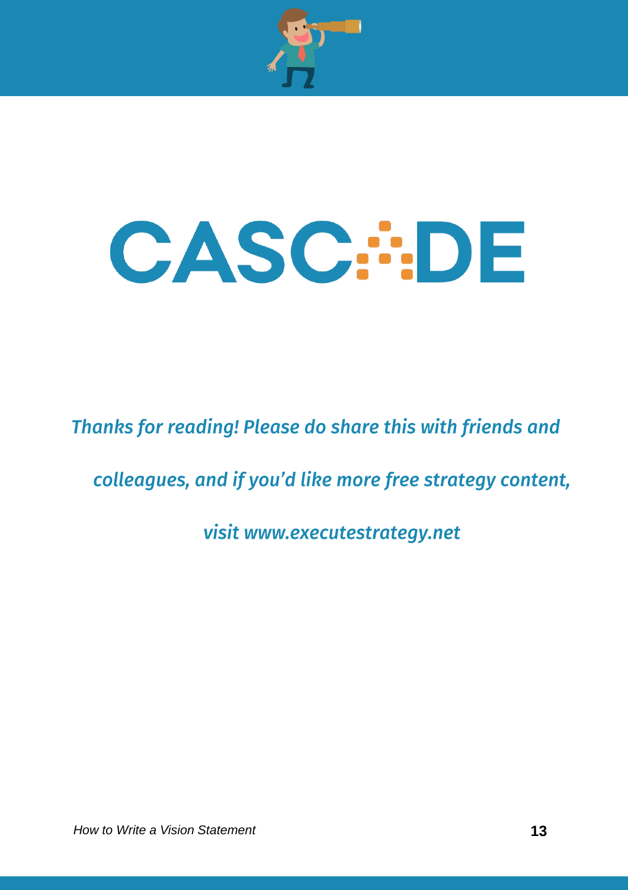CASCADE

*Thanks for reading! Please do share this with friends and colleagues, and if you'd like more free strategy content, visit www.executestrategy.net*